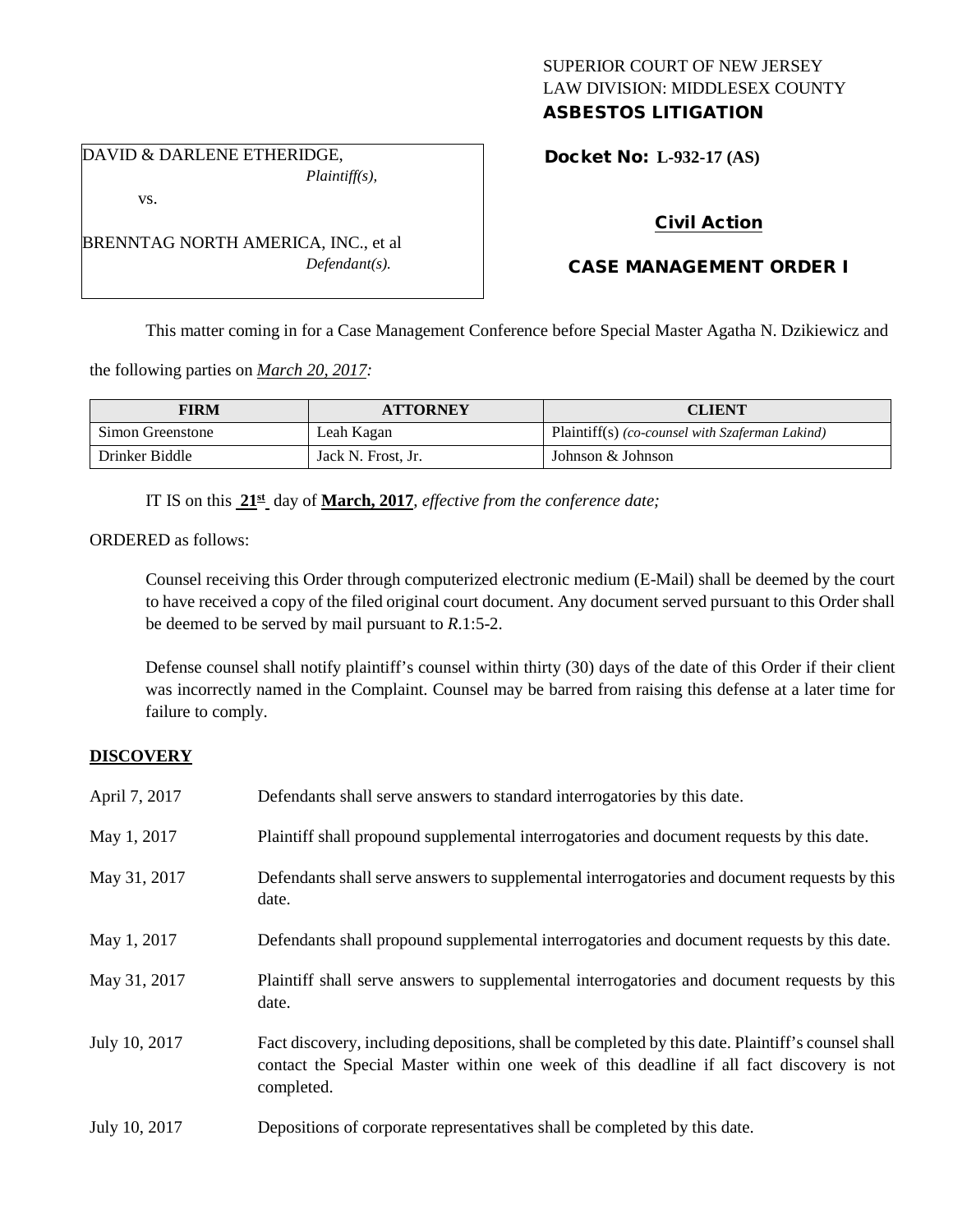SUPERIOR COURT OF NEW JERSEY
LAW DIVISION: MIDDLESEX COUNTY
**ASBESTOS LITIGATION**

DAVID & DARLENE ETHERIDGE,
*Plaintiff(s),*

vs.

BRENNTAG NORTH AMERICA, INC., et al
*Defendant(s).*

**Docket No: L-932-17 (AS)**

**Civil Action**

**CASE MANAGEMENT ORDER I**

This matter coming in for a Case Management Conference before Special Master Agatha N. Dzikiewicz and the following parties on *March 20, 2017:*

| FIRM | ATTORNEY | CLIENT |
| --- | --- | --- |
| Simon Greenstone | Leah Kagan | Plaintiff(s) *(co-counsel with Szaferman Lakind)* |
| Drinker Biddle | Jack N. Frost, Jr. | Johnson & Johnson |

IT IS on this **21st** day of **March, 2017**, *effective from the conference date;*

ORDERED as follows:

Counsel receiving this Order through computerized electronic medium (E-Mail) shall be deemed by the court to have received a copy of the filed original court document. Any document served pursuant to this Order shall be deemed to be served by mail pursuant to *R*.1:5-2.

Defense counsel shall notify plaintiff's counsel within thirty (30) days of the date of this Order if their client was incorrectly named in the Complaint. Counsel may be barred from raising this defense at a later time for failure to comply.

**DISCOVERY**

| | |
| --- | --- |
| April 7, 2017 | Defendants shall serve answers to standard interrogatories by this date. |
| May 1, 2017 | Plaintiff shall propound supplemental interrogatories and document requests by this date. |
| May 31, 2017 | Defendants shall serve answers to supplemental interrogatories and document requests by this date. |
| May 1, 2017 | Defendants shall propound supplemental interrogatories and document requests by this date. |
| May 31, 2017 | Plaintiff shall serve answers to supplemental interrogatories and document requests by this date. |
| July 10, 2017 | Fact discovery, including depositions, shall be completed by this date. Plaintiff's counsel shall contact the Special Master within one week of this deadline if all fact discovery is not completed. |
| July 10, 2017 | Depositions of corporate representatives shall be completed by this date. |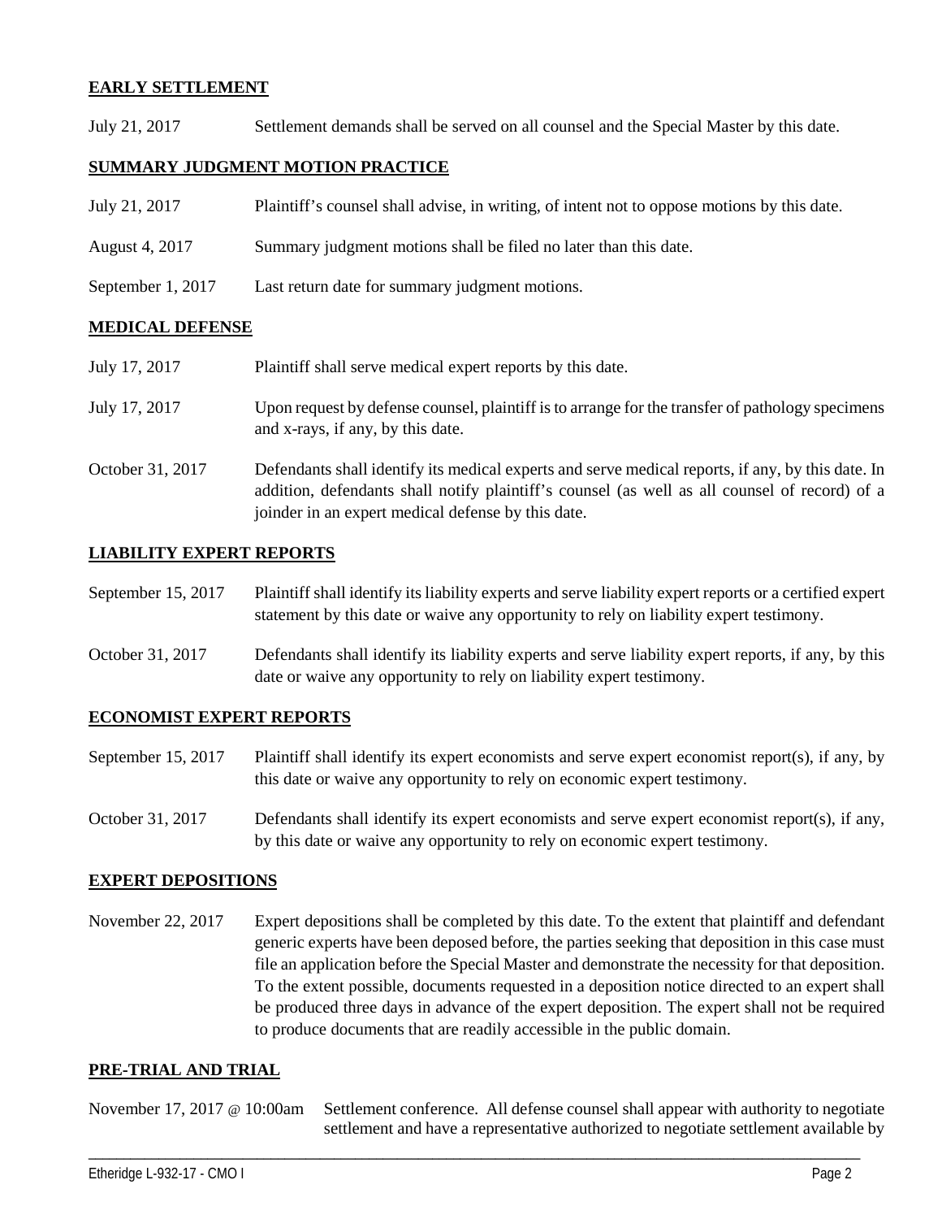**EARLY SETTLEMENT**

July 21, 2017 Settlement demands shall be served on all counsel and the Special Master by this date.

**SUMMARY JUDGMENT MOTION PRACTICE**

July 21, 2017 Plaintiff's counsel shall advise, in writing, of intent not to oppose motions by this date.

August 4, 2017 Summary judgment motions shall be filed no later than this date.

September 1, 2017 Last return date for summary judgment motions.

**MEDICAL DEFENSE**

July 17, 2017 Plaintiff shall serve medical expert reports by this date.

July 17, 2017 Upon request by defense counsel, plaintiff is to arrange for the transfer of pathology specimens and x-rays, if any, by this date.

October 31, 2017 Defendants shall identify its medical experts and serve medical reports, if any, by this date. In addition, defendants shall notify plaintiff's counsel (as well as all counsel of record) of a joinder in an expert medical defense by this date.

**LIABILITY EXPERT REPORTS**

September 15, 2017 Plaintiff shall identify its liability experts and serve liability expert reports or a certified expert statement by this date or waive any opportunity to rely on liability expert testimony.

October 31, 2017 Defendants shall identify its liability experts and serve liability expert reports, if any, by this date or waive any opportunity to rely on liability expert testimony.

**ECONOMIST EXPERT REPORTS**

September 15, 2017 Plaintiff shall identify its expert economists and serve expert economist report(s), if any, by this date or waive any opportunity to rely on economic expert testimony.

October 31, 2017 Defendants shall identify its expert economists and serve expert economist report(s), if any, by this date or waive any opportunity to rely on economic expert testimony.

**EXPERT DEPOSITIONS**

November 22, 2017 Expert depositions shall be completed by this date. To the extent that plaintiff and defendant generic experts have been deposed before, the parties seeking that deposition in this case must file an application before the Special Master and demonstrate the necessity for that deposition. To the extent possible, documents requested in a deposition notice directed to an expert shall be produced three days in advance of the expert deposition. The expert shall not be required to produce documents that are readily accessible in the public domain.

**PRE-TRIAL AND TRIAL**

November 17, 2017 @ 10:00am Settlement conference. All defense counsel shall appear with authority to negotiate settlement and have a representative authorized to negotiate settlement available by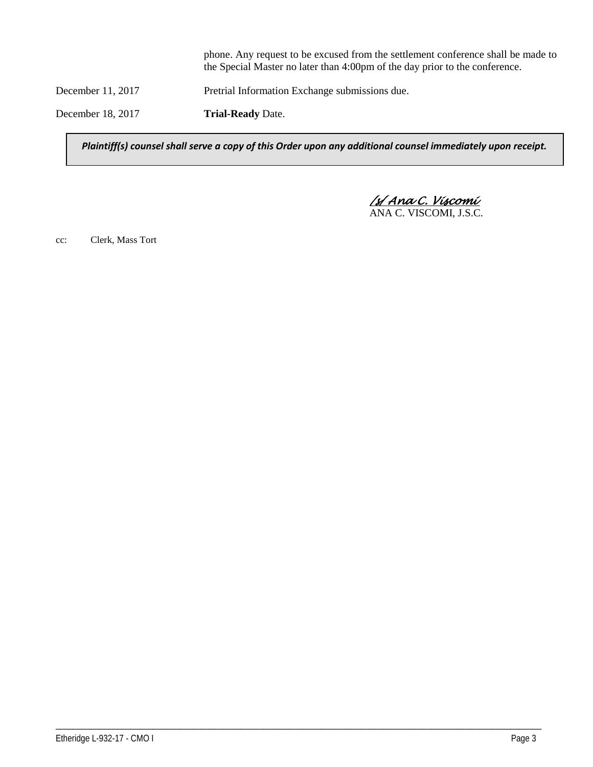phone. Any request to be excused from the settlement conference shall be made to the Special Master no later than 4:00pm of the day prior to the conference.

| | |
|---|---|
| December 11, 2017 | Pretrial Information Exchange submissions due. |
| December 18, 2017 | **Trial-Ready** Date. |

***Plaintiff(s) counsel shall serve a copy of this Order upon any additional counsel immediately upon receipt.***

*/s/ Ana C. Viscomi*
ANA C. VISCOMI, J.S.C.

cc: Clerk, Mass Tort